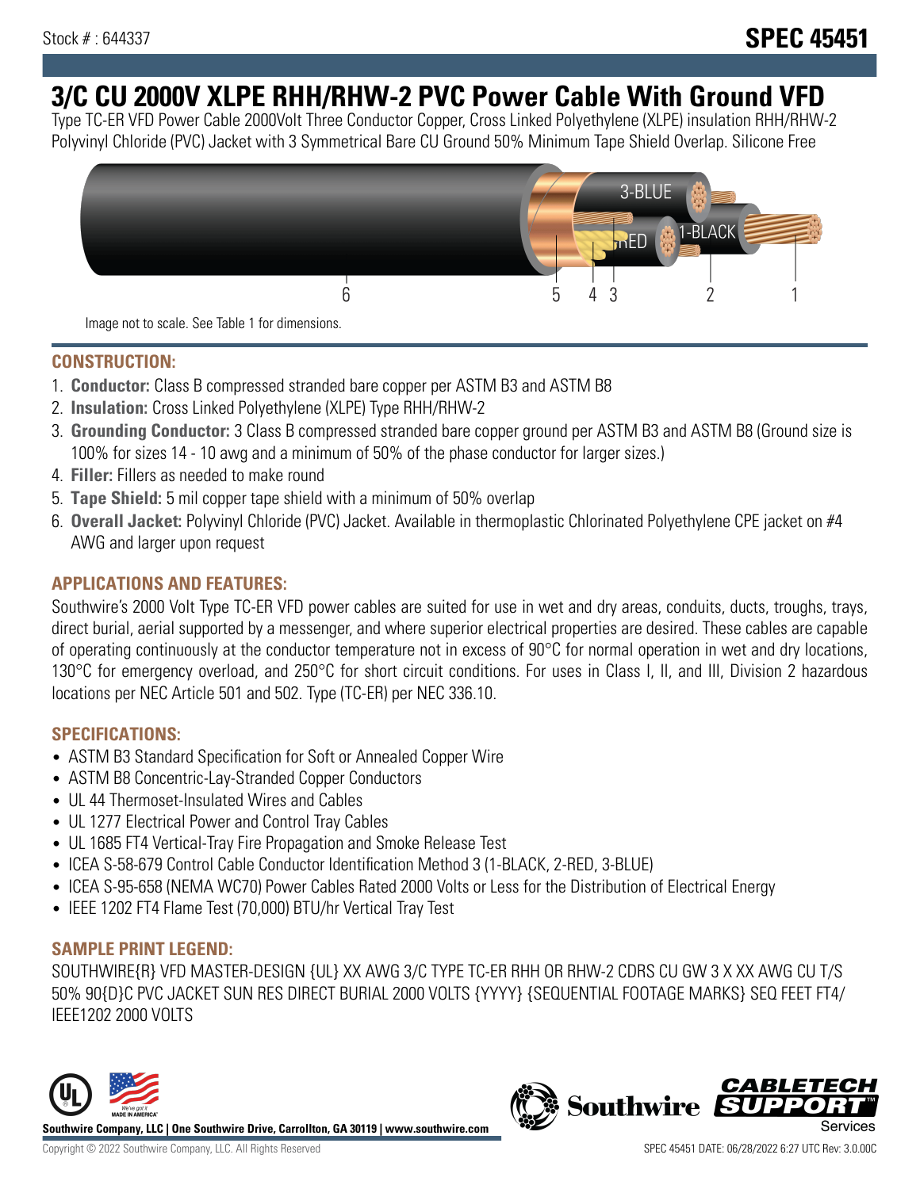Stock # : 644337

# SPEC 45451

# 3/C CU 2000V XLPE RHH/RHW-2 PVC Power Cable With Ground VFD

Type TC-ER VFD Power Cable 2000Volt Three Conductor Copper, Cross Linked Polyethylene (XLPE) insulation RHH/RHW-2 Polyvinyl Chloride (PVC) Jacket with 3 Symmetrical Bare CU Ground 50% Minimum Tape Shield Overlap. Silicone Free

Image not to scale. See Table 1 for dimensions.

## CONSTRUCTION:

1. **Conductor:** Class B compressed stranded bare copper per ASTM B3 and ASTM B8
2. **Insulation:** Cross Linked Polyethylene (XLPE) Type RHH/RHW-2
3. **Grounding Conductor:** 3 Class B compressed stranded bare copper ground per ASTM B3 and ASTM B8 (Ground size is 100% for sizes 14 - 10 awg and a minimum of 50% of the phase conductor for larger sizes.)
4. **Filler:** Fillers as needed to make round
5. **Tape Shield:** 5 mil copper tape shield with a minimum of 50% overlap
6. **Overall Jacket:** Polyvinyl Chloride (PVC) Jacket. Available in thermoplastic Chlorinated Polyethylene CPE jacket on #4 AWG and larger upon request

## APPLICATIONS AND FEATURES:

Southwire's 2000 Volt Type TC-ER VFD power cables are suited for use in wet and dry areas, conduits, ducts, troughs, trays, direct burial, aerial supported by a messenger, and where superior electrical properties are desired. These cables are capable of operating continuously at the conductor temperature not in excess of 90°C for normal operation in wet and dry locations, 130°C for emergency overload, and 250°C for short circuit conditions. For uses in Class I, II, and III, Division 2 hazardous locations per NEC Article 501 and 502. Type (TC-ER) per NEC 336.10.

## SPECIFICATIONS:

- ASTM B3 Standard Specification for Soft or Annealed Copper Wire
- ASTM B8 Concentric-Lay-Stranded Copper Conductors
- UL 44 Thermoset-Insulated Wires and Cables
- UL 1277 Electrical Power and Control Tray Cables
- UL 1685 FT4 Vertical-Tray Fire Propagation and Smoke Release Test
- ICEA S-58-679 Control Cable Conductor Identification Method 3 (1-BLACK, 2-RED, 3-BLUE)
- ICEA S-95-658 (NEMA WC70) Power Cables Rated 2000 Volts or Less for the Distribution of Electrical Energy
- IEEE 1202 FT4 Flame Test (70,000) BTU/hr Vertical Tray Test

## SAMPLE PRINT LEGEND:

SOUTHWIRE{R} VFD MASTER-DESIGN {UL} XX AWG 3/C TYPE TC-ER RHH OR RHW-2 CDRS CU GW 3 X XX AWG CU T/S 50% 90{D}C PVC JACKET SUN RES DIRECT BURIAL 2000 VOLTS {YYYY} {SEQUENTIAL FOOTAGE MARKS} SEQ FEET FT4/ IEEE1202 2000 VOLTS

**Southwire Company, LLC | One Southwire Drive, Carrollton, GA 30119 | www.southwire.com**

Copyright © 2022 Southwire Company, LLC. All Rights Reserved

SPEC 45451 DATE: 06/28/2022 6:27 UTC Rev: 3.0.00C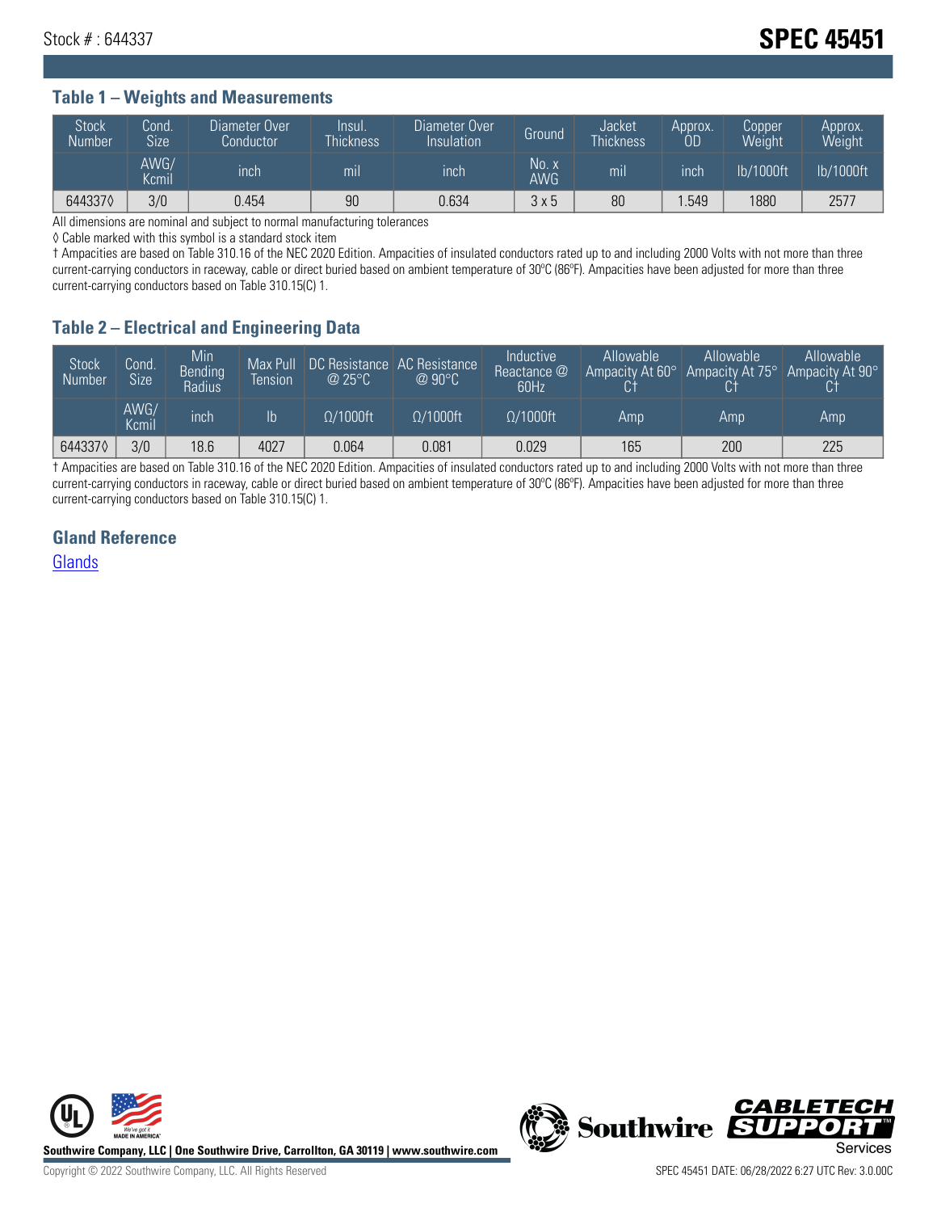## Table 1 – Weights and Measurements

| Stock Number | Cond. Size | Diameter Over Conductor | Insul. Thickness | Diameter Over Insulation | Ground | Jacket Thickness | Approx. OD | Copper Weight | Approx. Weight |
|---|---|---|---|---|---|---|---|---|---|
| | AWG/ Kcmil | inch | mil | inch | No. x AWG | mil | inch | lb/1000ft | lb/1000ft |
| 644337◊ | 3/0 | 0.454 | 90 | 0.634 | 3 x 5 | 80 | 1.549 | 1880 | 2577 |

All dimensions are nominal and subject to normal manufacturing tolerances

◊ Cable marked with this symbol is a standard stock item

† Ampacities are based on Table 310.16 of the NEC 2020 Edition. Ampacities of insulated conductors rated up to and including 2000 Volts with not more than three current-carrying conductors in raceway, cable or direct buried based on ambient temperature of 30ºC (86ºF). Ampacities have been adjusted for more than three current-carrying conductors based on Table 310.15(C) 1.

## Table 2 – Electrical and Engineering Data

| Stock Number | Cond. Size | Min Bending Radius | Max Pull Tension | DC Resistance @ 25°C | AC Resistance @ 90°C | Inductive Reactance @ 60Hz | Allowable Ampacity At 60° C† | Allowable Ampacity At 75° C† | Allowable Ampacity At 90° C† |
|---|---|---|---|---|---|---|---|---|---|
| | AWG/ Kcmil | inch | lb | Ω/1000ft | Ω/1000ft | Ω/1000ft | Amp | Amp | Amp |
| 644337◊ | 3/0 | 18.6 | 4027 | 0.064 | 0.081 | 0.029 | 165 | 200 | 225 |

† Ampacities are based on Table 310.16 of the NEC 2020 Edition. Ampacities of insulated conductors rated up to and including 2000 Volts with not more than three current-carrying conductors in raceway, cable or direct buried based on ambient temperature of 30ºC (86ºF). Ampacities have been adjusted for more than three current-carrying conductors based on Table 310.15(C) 1.

## Gland Reference

Glands